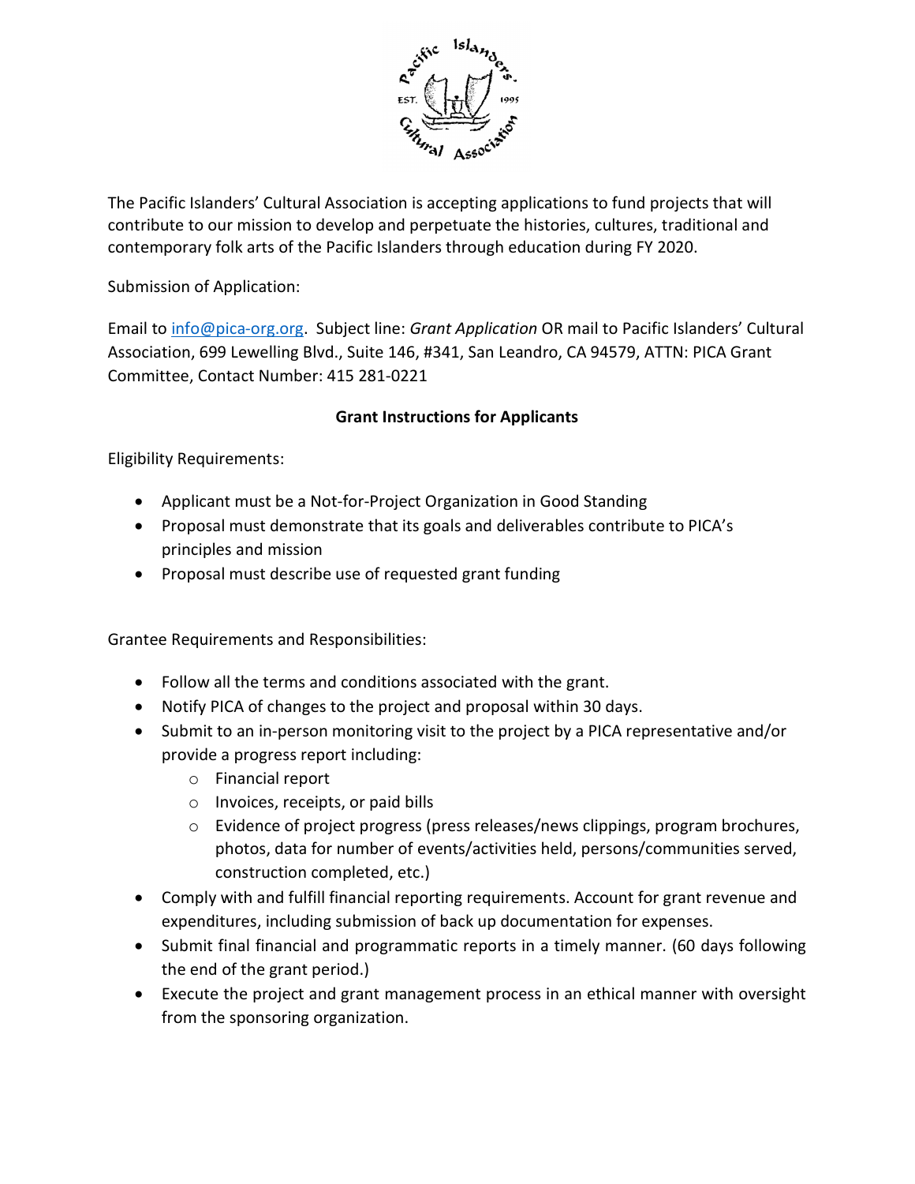The Pacific Islanders' Cultural Association is accepting applications to fund projects that will contribute to our mission to develop and perpetuate the histories, cultures, traditional and contemporary folk arts of the Pacific Islanders through education during FY 2020.

Submission of Application:

Email to [info@pica-org.org](mailto:info@pica-org.org). Subject line: *Grant Application* OR mail to Pacific Islanders' Cultural Association, 699 Lewelling Blvd., Suite 146, #341, San Leandro, CA 94579, ATTN: PICA Grant Committee, Contact Number: 415 281-0221

**Grant Instructions for Applicants**

Eligibility Requirements:

- Applicant must be a Not-for-Project Organization in Good Standing
- Proposal must demonstrate that its goals and deliverables contribute to PICA's principles and mission
- Proposal must describe use of requested grant funding

Grantee Requirements and Responsibilities:

- Follow all the terms and conditions associated with the grant.
- Notify PICA of changes to the project and proposal within 30 days.
- Submit to an in-person monitoring visit to the project by a PICA representative and/or provide a progress report including:
  - Financial report
  - Invoices, receipts, or paid bills
  - Evidence of project progress (press releases/news clippings, program brochures, photos, data for number of events/activities held, persons/communities served, construction completed, etc.)
- Comply with and fulfill financial reporting requirements. Account for grant revenue and expenditures, including submission of back up documentation for expenses.
- Submit final financial and programmatic reports in a timely manner. (60 days following the end of the grant period.)
- Execute the project and grant management process in an ethical manner with oversight from the sponsoring organization.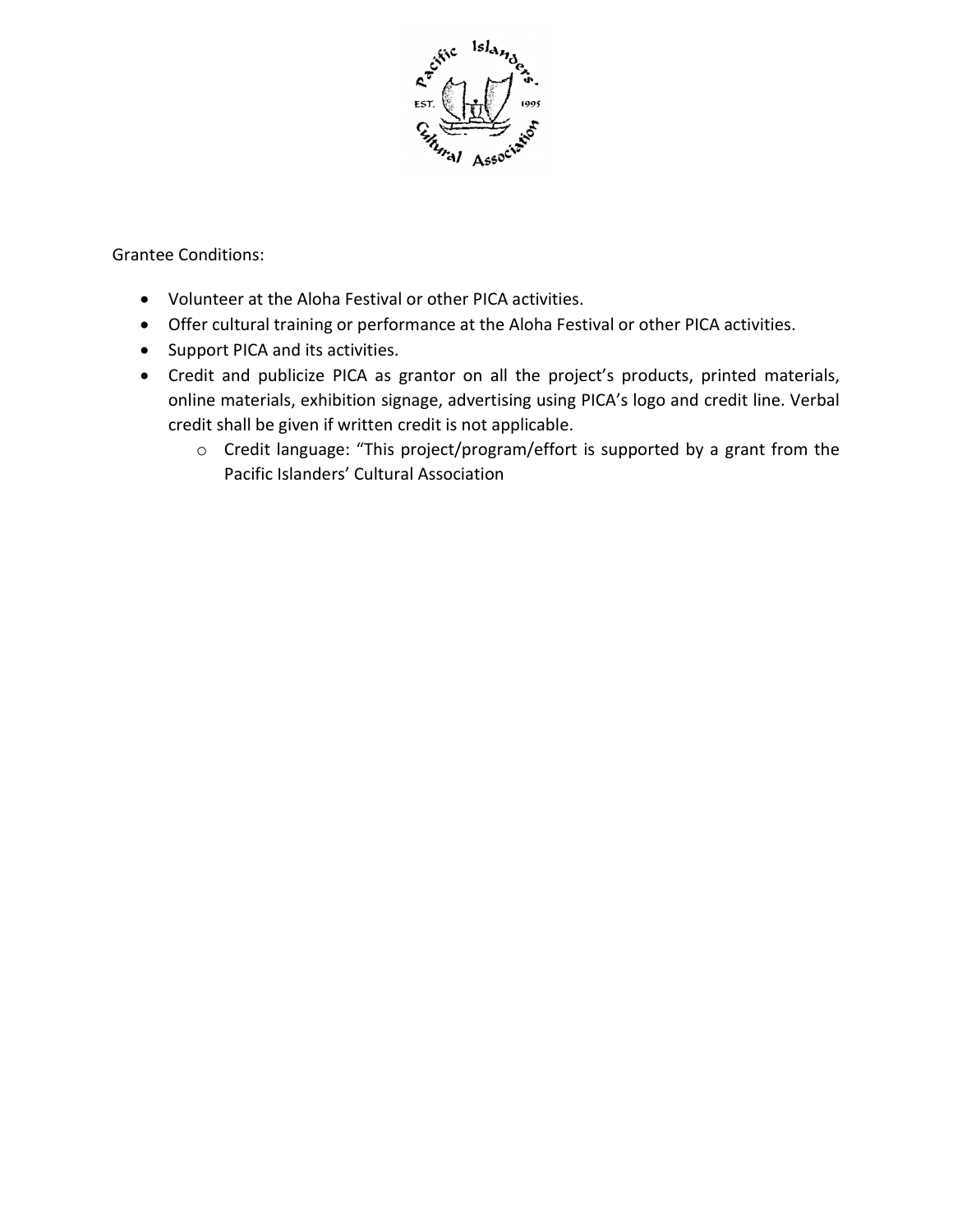Grantee Conditions:

- Volunteer at the Aloha Festival or other PICA activities.
- Offer cultural training or performance at the Aloha Festival or other PICA activities.
- Support PICA and its activities.
- Credit and publicize PICA as grantor on all the project's products, printed materials, online materials, exhibition signage, advertising using PICA's logo and credit line. Verbal credit shall be given if written credit is not applicable.
  - Credit language: "This project/program/effort is supported by a grant from the Pacific Islanders' Cultural Association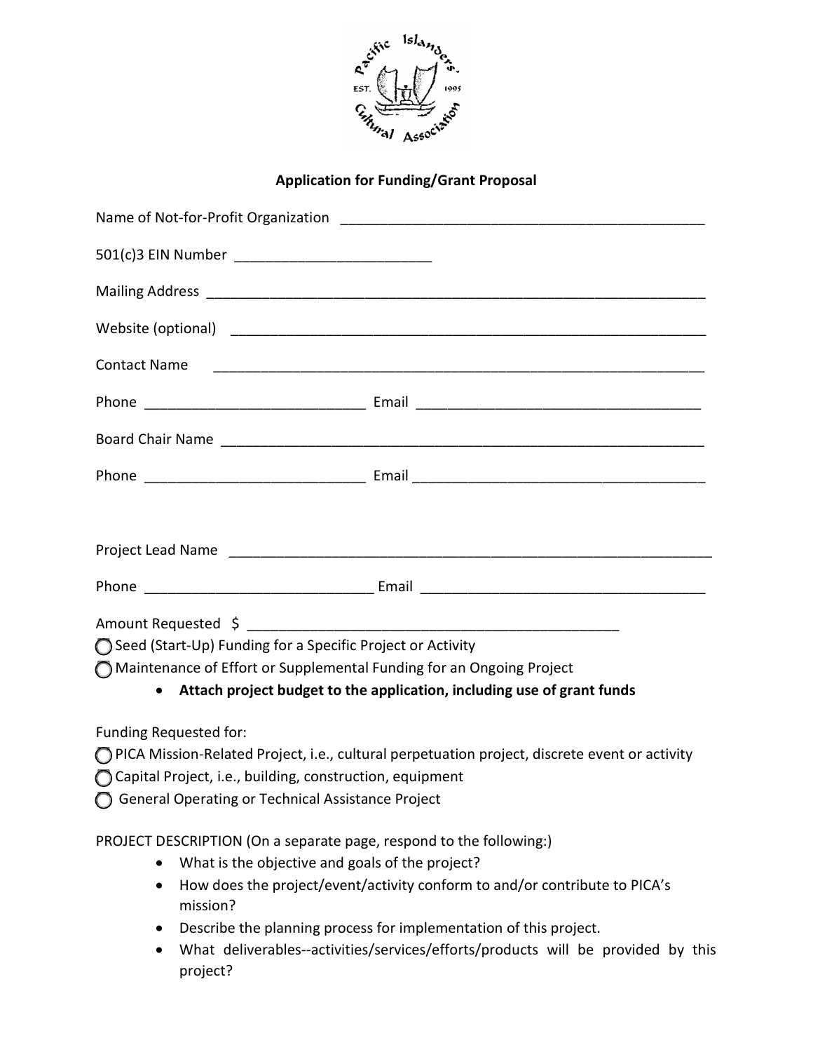## Application for Funding/Grant Proposal

Name of Not-for-Profit Organization _______________________________________________

501(c)3 EIN Number _________________________

Mailing Address _______________________________________________________________

Website (optional) _____________________________________________________________

Contact Name __________________________________________________________________

Phone ____________________________ Email ____________________________________

Board Chair Name _______________________________________________________________

Phone ____________________________ Email ____________________________________

Project Lead Name ______________________________________________________________

Phone ____________________________ Email ____________________________________

Amount Requested $ ______________________________________________

- ◯ Seed (Start-Up) Funding for a Specific Project or Activity
- ◯ Maintenance of Effort or Supplemental Funding for an Ongoing Project
  - **Attach project budget to the application, including use of grant funds**

Funding Requested for:

- ◯ PICA Mission-Related Project, i.e., cultural perpetuation project, discrete event or activity
- ◯ Capital Project, i.e., building, construction, equipment
- ◯ General Operating or Technical Assistance Project

PROJECT DESCRIPTION (On a separate page, respond to the following:)

- What is the objective and goals of the project?
- How does the project/event/activity conform to and/or contribute to PICA's mission?
- Describe the planning process for implementation of this project.
- What deliverables--activities/services/efforts/products will be provided by this project?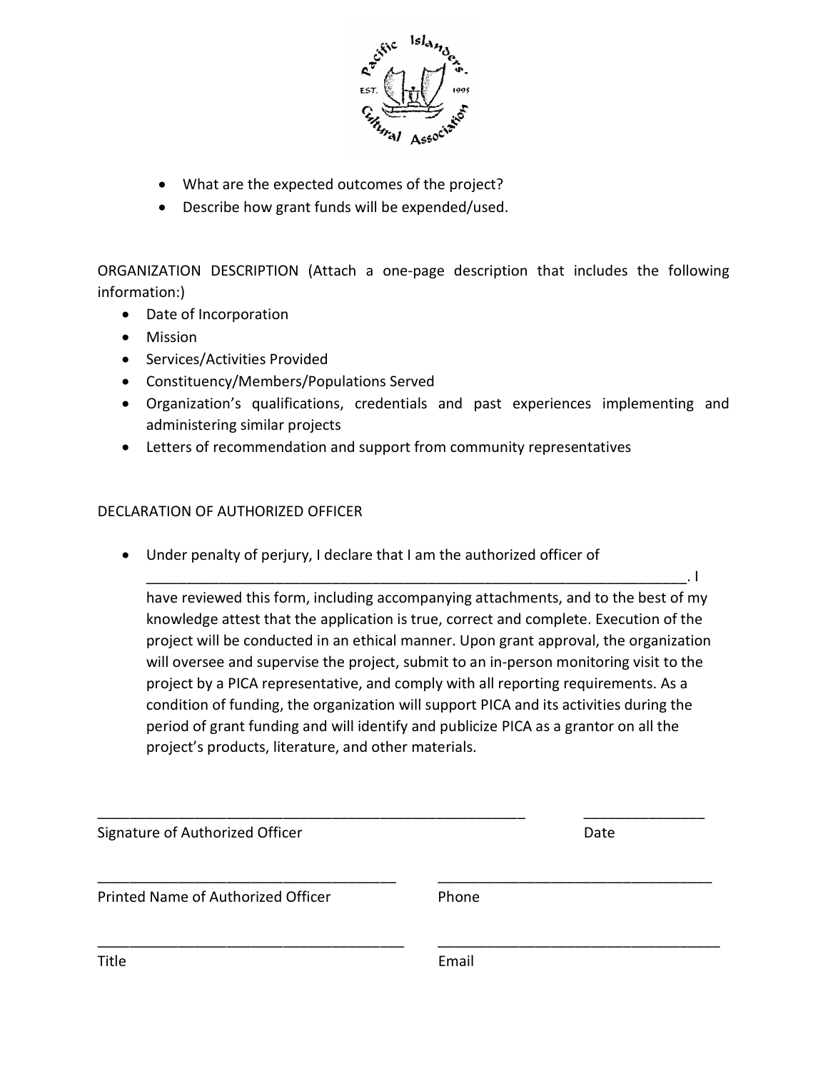- What are the expected outcomes of the project?
- Describe how grant funds will be expended/used.

ORGANIZATION DESCRIPTION (Attach a one-page description that includes the following information:)

- Date of Incorporation
- Mission
- Services/Activities Provided
- Constituency/Members/Populations Served
- Organization's qualifications, credentials and past experiences implementing and administering similar projects
- Letters of recommendation and support from community representatives

DECLARATION OF AUTHORIZED OFFICER

- Under penalty of perjury, I declare that I am the authorized officer of \_\_\_\_\_\_\_\_\_\_\_\_\_\_\_\_\_\_\_\_\_\_\_\_\_\_\_\_\_\_\_\_\_\_\_\_\_\_\_\_\_\_\_\_\_\_\_\_\_\_\_\_\_\_\_\_\_\_\_\_\_\_\_\_\_\_\_\_. I have reviewed this form, including accompanying attachments, and to the best of my knowledge attest that the application is true, correct and complete. Execution of the project will be conducted in an ethical manner. Upon grant approval, the organization will oversee and supervise the project, submit to an in-person monitoring visit to the project by a PICA representative, and comply with all reporting requirements. As a condition of funding, the organization will support PICA and its activities during the period of grant funding and will identify and publicize PICA as a grantor on all the project's products, literature, and other materials.

\_\_\_\_\_\_\_\_\_\_\_\_\_\_\_\_\_\_\_\_\_\_\_\_\_\_\_\_\_\_\_\_\_\_\_\_\_\_\_\_\_\_\_\_\_\_\_\_\_\_\_\_\_\_ \_\_\_\_\_\_\_\_\_\_\_\_\_\_\_

Signature of Authorized Officer Date

\_\_\_\_\_\_\_\_\_\_\_\_\_\_\_\_\_\_\_\_\_\_\_\_\_\_\_\_\_\_\_\_\_\_\_\_\_\_ \_\_\_\_\_\_\_\_\_\_\_\_\_\_\_\_\_\_\_\_\_\_\_\_\_\_\_\_\_\_\_\_\_\_\_

Printed Name of Authorized Officer Phone

\_\_\_\_\_\_\_\_\_\_\_\_\_\_\_\_\_\_\_\_\_\_\_\_\_\_\_\_\_\_\_\_\_\_\_\_\_\_\_ \_\_\_\_\_\_\_\_\_\_\_\_\_\_\_\_\_\_\_\_\_\_\_\_\_\_\_\_\_\_\_\_\_\_\_\_

Title Email